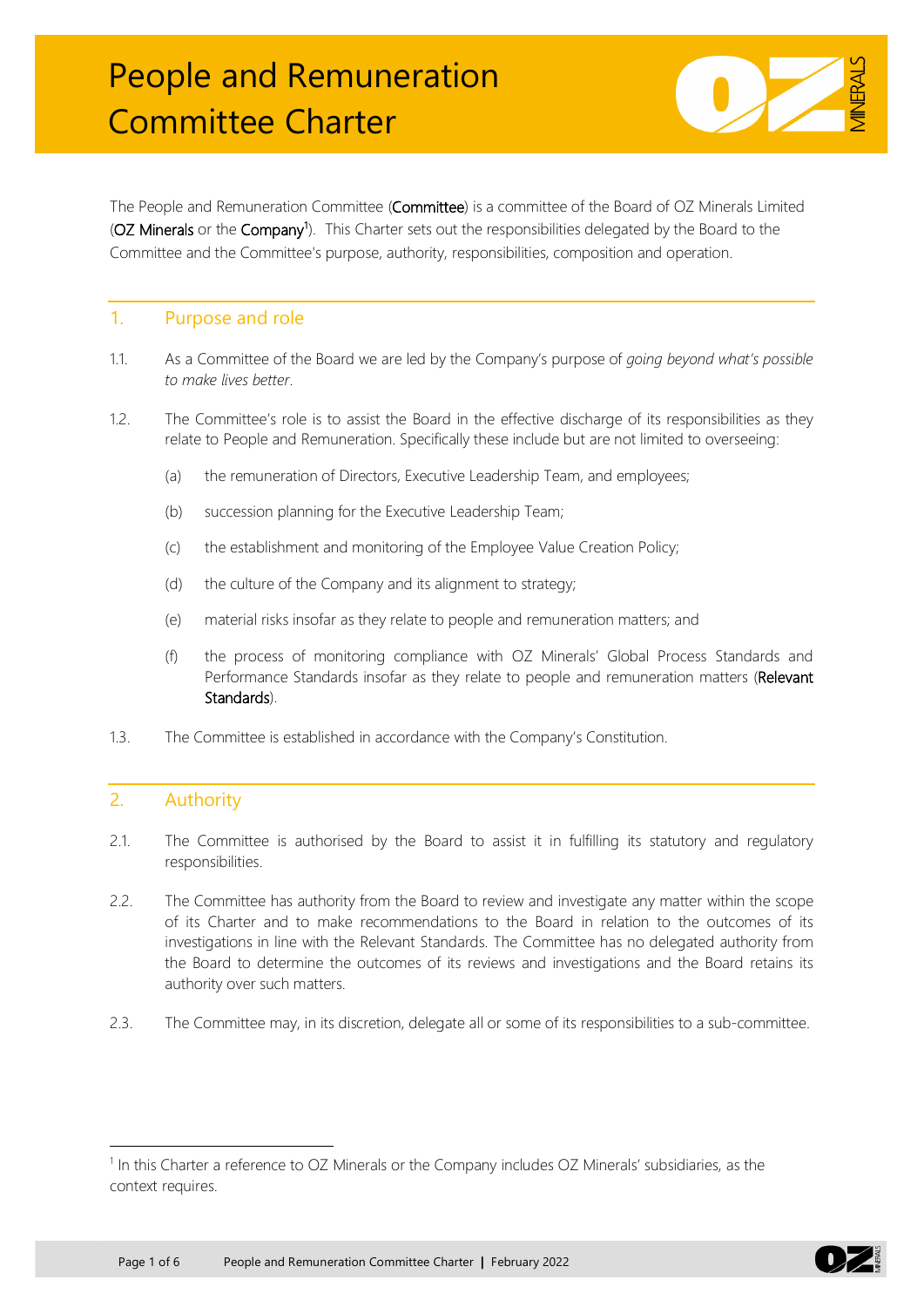# People and Remuneration Committee Charter

The People and Remuneration Committee (**Committee**) is a committee of the Board of OZ Minerals Limited (**OZ Minerals** or the **Company**[1]). This Charter sets out the responsibilities delegated by the Board to the Committee and the Committee's purpose, authority, responsibilities, composition and operation.

## 1. Purpose and role

1.1. As a Committee of the Board we are led by the Company's purpose of *going beyond what's possible to make lives better*.

1.2. The Committee's role is to assist the Board in the effective discharge of its responsibilities as they relate to People and Remuneration. Specifically these include but are not limited to overseeing:

(a) the remuneration of Directors, Executive Leadership Team, and employees;

(b) succession planning for the Executive Leadership Team;

(c) the establishment and monitoring of the Employee Value Creation Policy;

(d) the culture of the Company and its alignment to strategy;

(e) material risks insofar as they relate to people and remuneration matters; and

(f) the process of monitoring compliance with OZ Minerals' Global Process Standards and Performance Standards insofar as they relate to people and remuneration matters (**Relevant Standards**).

1.3. The Committee is established in accordance with the Company's Constitution.

## 2. Authority

2.1. The Committee is authorised by the Board to assist it in fulfilling its statutory and regulatory responsibilities.

2.2. The Committee has authority from the Board to review and investigate any matter within the scope of its Charter and to make recommendations to the Board in relation to the outcomes of its investigations in line with the Relevant Standards. The Committee has no delegated authority from the Board to determine the outcomes of its reviews and investigations and the Board retains its authority over such matters.

2.3. The Committee may, in its discretion, delegate all or some of its responsibilities to a sub-committee.

---

[1] In this Charter a reference to OZ Minerals or the Company includes OZ Minerals' subsidiaries, as the context requires.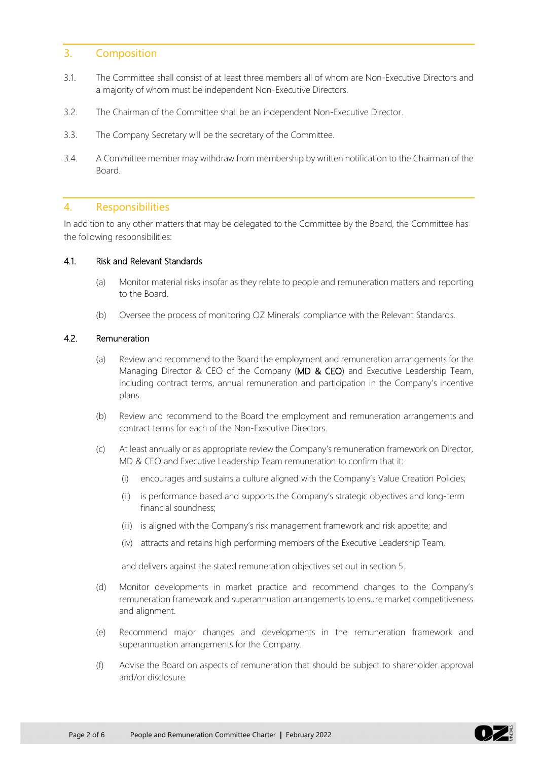## 3. Composition

3.1. The Committee shall consist of at least three members all of whom are Non-Executive Directors and a majority of whom must be independent Non-Executive Directors.

3.2. The Chairman of the Committee shall be an independent Non-Executive Director.

3.3. The Company Secretary will be the secretary of the Committee.

3.4. A Committee member may withdraw from membership by written notification to the Chairman of the Board.

## 4. Responsibilities

In addition to any other matters that may be delegated to the Committee by the Board, the Committee has the following responsibilities:

### 4.1. Risk and Relevant Standards

(a) Monitor material risks insofar as they relate to people and remuneration matters and reporting to the Board.

(b) Oversee the process of monitoring OZ Minerals' compliance with the Relevant Standards.

### 4.2. Remuneration

(a) Review and recommend to the Board the employment and remuneration arrangements for the Managing Director & CEO of the Company (**MD & CEO**) and Executive Leadership Team, including contract terms, annual remuneration and participation in the Company's incentive plans.

(b) Review and recommend to the Board the employment and remuneration arrangements and contract terms for each of the Non-Executive Directors.

(c) At least annually or as appropriate review the Company's remuneration framework on Director, MD & CEO and Executive Leadership Team remuneration to confirm that it:

(i) encourages and sustains a culture aligned with the Company's Value Creation Policies;

(ii) is performance based and supports the Company's strategic objectives and long-term financial soundness;

(iii) is aligned with the Company's risk management framework and risk appetite; and

(iv) attracts and retains high performing members of the Executive Leadership Team,

and delivers against the stated remuneration objectives set out in section 5.

(d) Monitor developments in market practice and recommend changes to the Company's remuneration framework and superannuation arrangements to ensure market competitiveness and alignment.

(e) Recommend major changes and developments in the remuneration framework and superannuation arrangements for the Company.

(f) Advise the Board on aspects of remuneration that should be subject to shareholder approval and/or disclosure.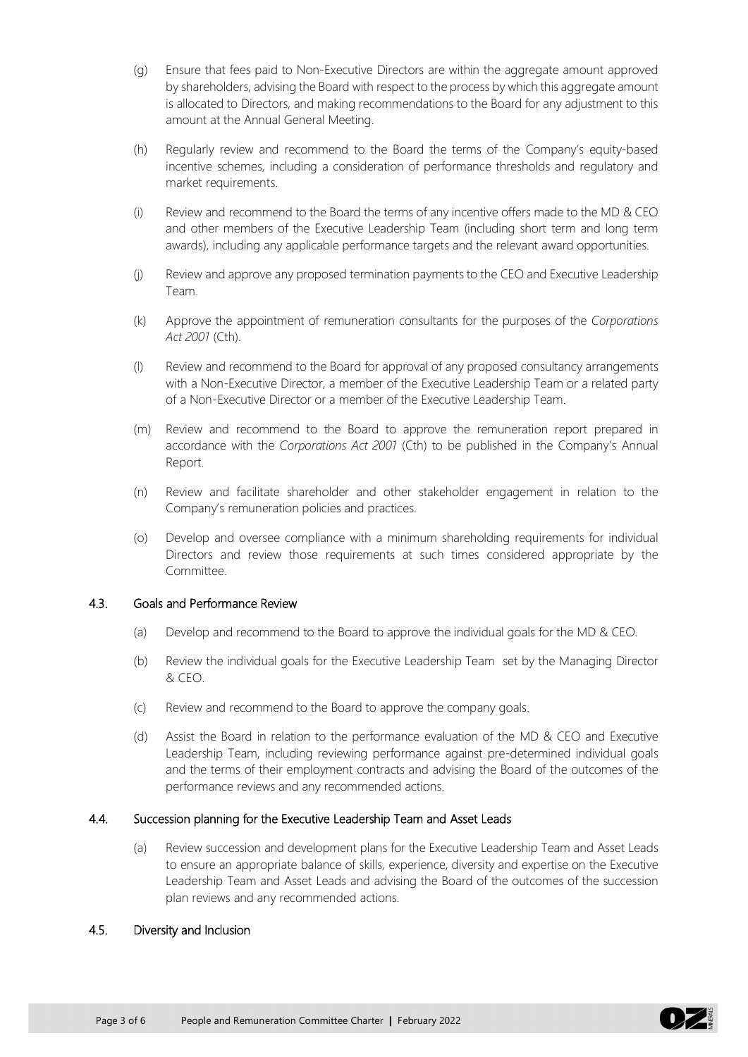(g) Ensure that fees paid to Non-Executive Directors are within the aggregate amount approved by shareholders, advising the Board with respect to the process by which this aggregate amount is allocated to Directors, and making recommendations to the Board for any adjustment to this amount at the Annual General Meeting.

(h) Regularly review and recommend to the Board the terms of the Company's equity-based incentive schemes, including a consideration of performance thresholds and regulatory and market requirements.

(i) Review and recommend to the Board the terms of any incentive offers made to the MD & CEO and other members of the Executive Leadership Team (including short term and long term awards), including any applicable performance targets and the relevant award opportunities.

(j) Review and approve any proposed termination payments to the CEO and Executive Leadership Team.

(k) Approve the appointment of remuneration consultants for the purposes of the *Corporations Act 2001* (Cth).

(l) Review and recommend to the Board for approval of any proposed consultancy arrangements with a Non-Executive Director, a member of the Executive Leadership Team or a related party of a Non-Executive Director or a member of the Executive Leadership Team.

(m) Review and recommend to the Board to approve the remuneration report prepared in accordance with the *Corporations Act 2001* (Cth) to be published in the Company's Annual Report.

(n) Review and facilitate shareholder and other stakeholder engagement in relation to the Company's remuneration policies and practices.

(o) Develop and oversee compliance with a minimum shareholding requirements for individual Directors and review those requirements at such times considered appropriate by the Committee.

### 4.3. Goals and Performance Review

(a) Develop and recommend to the Board to approve the individual goals for the MD & CEO.

(b) Review the individual goals for the Executive Leadership Team set by the Managing Director & CEO.

(c) Review and recommend to the Board to approve the company goals.

(d) Assist the Board in relation to the performance evaluation of the MD & CEO and Executive Leadership Team, including reviewing performance against pre-determined individual goals and the terms of their employment contracts and advising the Board of the outcomes of the performance reviews and any recommended actions.

### 4.4. Succession planning for the Executive Leadership Team and Asset Leads

(a) Review succession and development plans for the Executive Leadership Team and Asset Leads to ensure an appropriate balance of skills, experience, diversity and expertise on the Executive Leadership Team and Asset Leads and advising the Board of the outcomes of the succession plan reviews and any recommended actions.

### 4.5. Diversity and Inclusion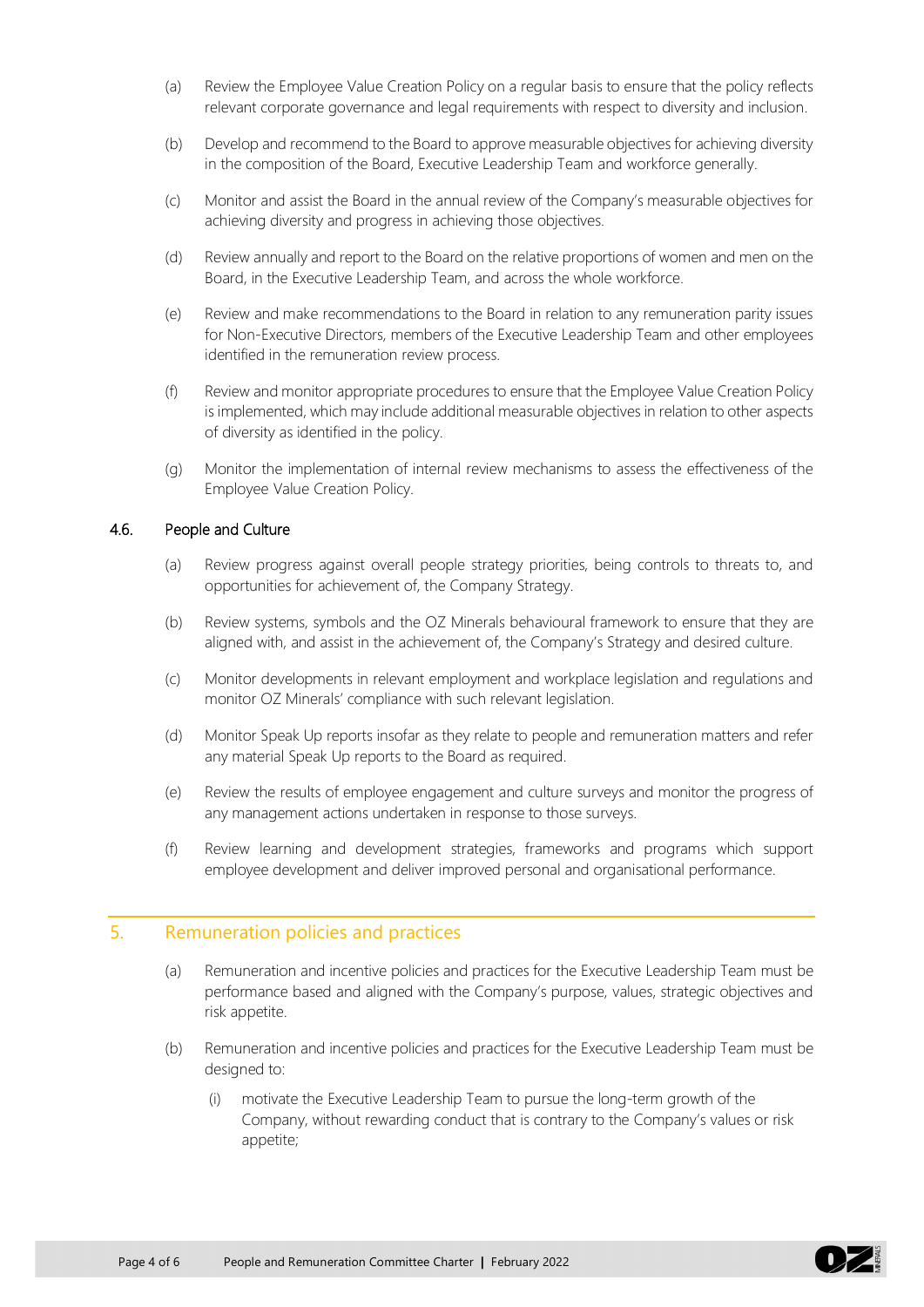(a) Review the Employee Value Creation Policy on a regular basis to ensure that the policy reflects relevant corporate governance and legal requirements with respect to diversity and inclusion.

(b) Develop and recommend to the Board to approve measurable objectives for achieving diversity in the composition of the Board, Executive Leadership Team and workforce generally.

(c) Monitor and assist the Board in the annual review of the Company's measurable objectives for achieving diversity and progress in achieving those objectives.

(d) Review annually and report to the Board on the relative proportions of women and men on the Board, in the Executive Leadership Team, and across the whole workforce.

(e) Review and make recommendations to the Board in relation to any remuneration parity issues for Non-Executive Directors, members of the Executive Leadership Team and other employees identified in the remuneration review process.

(f) Review and monitor appropriate procedures to ensure that the Employee Value Creation Policy is implemented, which may include additional measurable objectives in relation to other aspects of diversity as identified in the policy.

(g) Monitor the implementation of internal review mechanisms to assess the effectiveness of the Employee Value Creation Policy.

### 4.6. People and Culture

(a) Review progress against overall people strategy priorities, being controls to threats to, and opportunities for achievement of, the Company Strategy.

(b) Review systems, symbols and the OZ Minerals behavioural framework to ensure that they are aligned with, and assist in the achievement of, the Company's Strategy and desired culture.

(c) Monitor developments in relevant employment and workplace legislation and regulations and monitor OZ Minerals' compliance with such relevant legislation.

(d) Monitor Speak Up reports insofar as they relate to people and remuneration matters and refer any material Speak Up reports to the Board as required.

(e) Review the results of employee engagement and culture surveys and monitor the progress of any management actions undertaken in response to those surveys.

(f) Review learning and development strategies, frameworks and programs which support employee development and deliver improved personal and organisational performance.

## 5. Remuneration policies and practices

(a) Remuneration and incentive policies and practices for the Executive Leadership Team must be performance based and aligned with the Company's purpose, values, strategic objectives and risk appetite.

(b) Remuneration and incentive policies and practices for the Executive Leadership Team must be designed to:

   (i) motivate the Executive Leadership Team to pursue the long-term growth of the Company, without rewarding conduct that is contrary to the Company's values or risk appetite;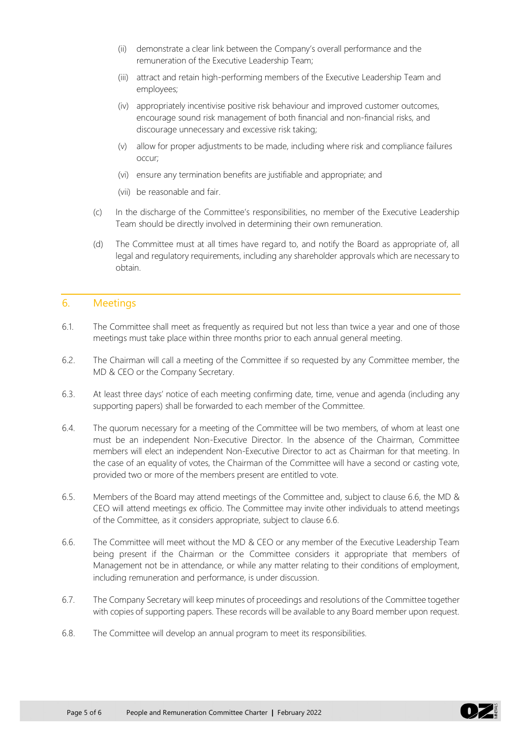(ii) demonstrate a clear link between the Company's overall performance and the remuneration of the Executive Leadership Team;

(iii) attract and retain high-performing members of the Executive Leadership Team and employees;

(iv) appropriately incentivise positive risk behaviour and improved customer outcomes, encourage sound risk management of both financial and non-financial risks, and discourage unnecessary and excessive risk taking;

(v) allow for proper adjustments to be made, including where risk and compliance failures occur;

(vi) ensure any termination benefits are justifiable and appropriate; and

(vii) be reasonable and fair.

(c) In the discharge of the Committee's responsibilities, no member of the Executive Leadership Team should be directly involved in determining their own remuneration.

(d) The Committee must at all times have regard to, and notify the Board as appropriate of, all legal and regulatory requirements, including any shareholder approvals which are necessary to obtain.

## 6. Meetings

6.1. The Committee shall meet as frequently as required but not less than twice a year and one of those meetings must take place within three months prior to each annual general meeting.

6.2. The Chairman will call a meeting of the Committee if so requested by any Committee member, the MD & CEO or the Company Secretary.

6.3. At least three days' notice of each meeting confirming date, time, venue and agenda (including any supporting papers) shall be forwarded to each member of the Committee.

6.4. The quorum necessary for a meeting of the Committee will be two members, of whom at least one must be an independent Non-Executive Director. In the absence of the Chairman, Committee members will elect an independent Non-Executive Director to act as Chairman for that meeting. In the case of an equality of votes, the Chairman of the Committee will have a second or casting vote, provided two or more of the members present are entitled to vote.

6.5. Members of the Board may attend meetings of the Committee and, subject to clause 6.6, the MD & CEO will attend meetings ex officio. The Committee may invite other individuals to attend meetings of the Committee, as it considers appropriate, subject to clause 6.6.

6.6. The Committee will meet without the MD & CEO or any member of the Executive Leadership Team being present if the Chairman or the Committee considers it appropriate that members of Management not be in attendance, or while any matter relating to their conditions of employment, including remuneration and performance, is under discussion.

6.7. The Company Secretary will keep minutes of proceedings and resolutions of the Committee together with copies of supporting papers. These records will be available to any Board member upon request.

6.8. The Committee will develop an annual program to meet its responsibilities.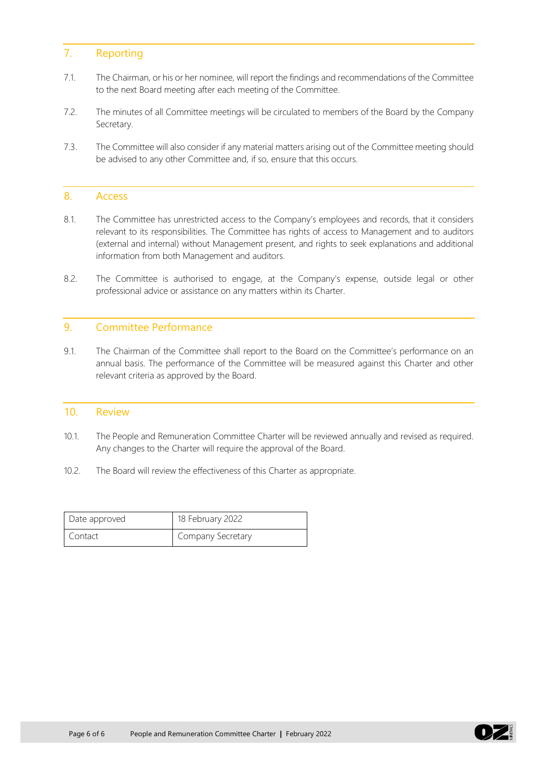## 7. Reporting

7.1. The Chairman, or his or her nominee, will report the findings and recommendations of the Committee to the next Board meeting after each meeting of the Committee.

7.2. The minutes of all Committee meetings will be circulated to members of the Board by the Company Secretary.

7.3. The Committee will also consider if any material matters arising out of the Committee meeting should be advised to any other Committee and, if so, ensure that this occurs.

## 8. Access

8.1. The Committee has unrestricted access to the Company's employees and records, that it considers relevant to its responsibilities. The Committee has rights of access to Management and to auditors (external and internal) without Management present, and rights to seek explanations and additional information from both Management and auditors.

8.2. The Committee is authorised to engage, at the Company's expense, outside legal or other professional advice or assistance on any matters within its Charter.

## 9. Committee Performance

9.1. The Chairman of the Committee shall report to the Board on the Committee's performance on an annual basis. The performance of the Committee will be measured against this Charter and other relevant criteria as approved by the Board.

## 10. Review

10.1. The People and Remuneration Committee Charter will be reviewed annually and revised as required. Any changes to the Charter will require the approval of the Board.

10.2. The Board will review the effectiveness of this Charter as appropriate.

| | |
|---|---|
| Date approved | 18 February 2022 |
| Contact | Company Secretary |